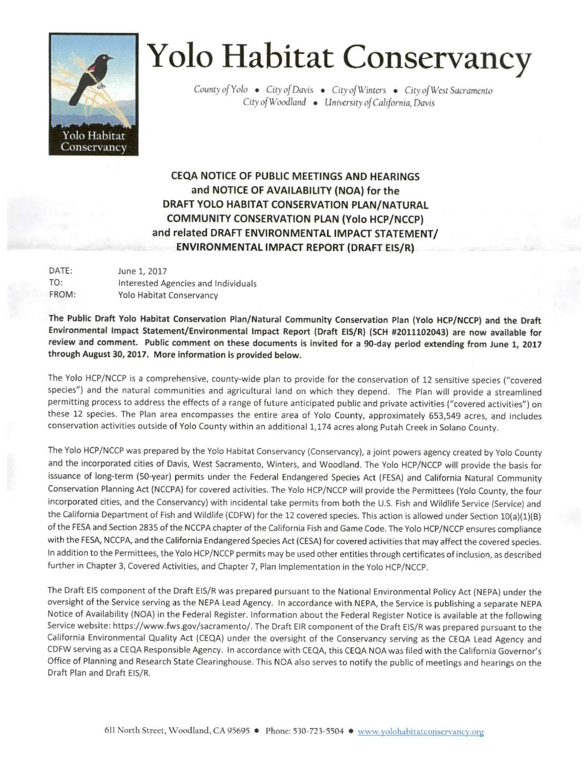# Yolo Habitat Conservancy

*County of Yolo • City of Davis • City of Winters • City of West Sacramento City of Woodland • University of California, Davis*

## CEQA NOTICE OF PUBLIC MEETINGS AND HEARINGS and NOTICE OF AVAILABILITY (NOA) for the DRAFT YOLO HABITAT CONSERVATION PLAN/NATURAL COMMUNITY CONSERVATION PLAN (Yolo HCP/NCCP) and related DRAFT ENVIRONMENTAL IMPACT STATEMENT/ ENVIRONMENTAL IMPACT REPORT (DRAFT EIS/R)

DATE: June 1, 2017
TO: Interested Agencies and Individuals
FROM: Yolo Habitat Conservancy

**The Public Draft Yolo Habitat Conservation Plan/Natural Community Conservation Plan (Yolo HCP/NCCP) and the Draft Environmental Impact Statement/Environmental Impact Report (Draft EIS/R) (SCH #2011102043) are now available for review and comment. Public comment on these documents is invited for a 90-day period extending from June 1, 2017 through August 30, 2017. More information is provided below.**

The Yolo HCP/NCCP is a comprehensive, county-wide plan to provide for the conservation of 12 sensitive species ("covered species") and the natural communities and agricultural land on which they depend. The Plan will provide a streamlined permitting process to address the effects of a range of future anticipated public and private activities ("covered activities") on these 12 species. The Plan area encompasses the entire area of Yolo County, approximately 653,549 acres, and includes conservation activities outside of Yolo County within an additional 1,174 acres along Putah Creek in Solano County.

The Yolo HCP/NCCP was prepared by the Yolo Habitat Conservancy (Conservancy), a joint powers agency created by Yolo County and the incorporated cities of Davis, West Sacramento, Winters, and Woodland. The Yolo HCP/NCCP will provide the basis for issuance of long-term (50-year) permits under the Federal Endangered Species Act (FESA) and California Natural Community Conservation Planning Act (NCCPA) for covered activities. The Yolo HCP/NCCP will provide the Permittees (Yolo County, the four incorporated cities, and the Conservancy) with incidental take permits from both the U.S. Fish and Wildlife Service (Service) and the California Department of Fish and Wildlife (CDFW) for the 12 covered species. This action is allowed under Section 10(a)(1)(B) of the FESA and Section 2835 of the NCCPA chapter of the California Fish and Game Code. The Yolo HCP/NCCP ensures compliance with the FESA, NCCPA, and the California Endangered Species Act (CESA) for covered activities that may affect the covered species. In addition to the Permittees, the Yolo HCP/NCCP permits may be used other entities through certificates of inclusion, as described further in Chapter 3, Covered Activities, and Chapter 7, Plan Implementation in the Yolo HCP/NCCP.

The Draft EIS component of the Draft EIS/R was prepared pursuant to the National Environmental Policy Act (NEPA) under the oversight of the Service serving as the NEPA Lead Agency. In accordance with NEPA, the Service is publishing a separate NEPA Notice of Availability (NOA) in the Federal Register. Information about the Federal Register Notice is available at the following Service website: https://www.fws.gov/sacramento/. The Draft EIR component of the Draft EIS/R was prepared pursuant to the California Environmental Quality Act (CEQA) under the oversight of the Conservancy serving as the CEQA Lead Agency and CDFW serving as a CEQA Responsible Agency. In accordance with CEQA, this CEQA NOA was filed with the California Governor's Office of Planning and Research State Clearinghouse. This NOA also serves to notify the public of meetings and hearings on the Draft Plan and Draft EIS/R.

611 North Street, Woodland, CA 95695 • Phone: 530-723-5504 • www.yolohabitatconservancy.org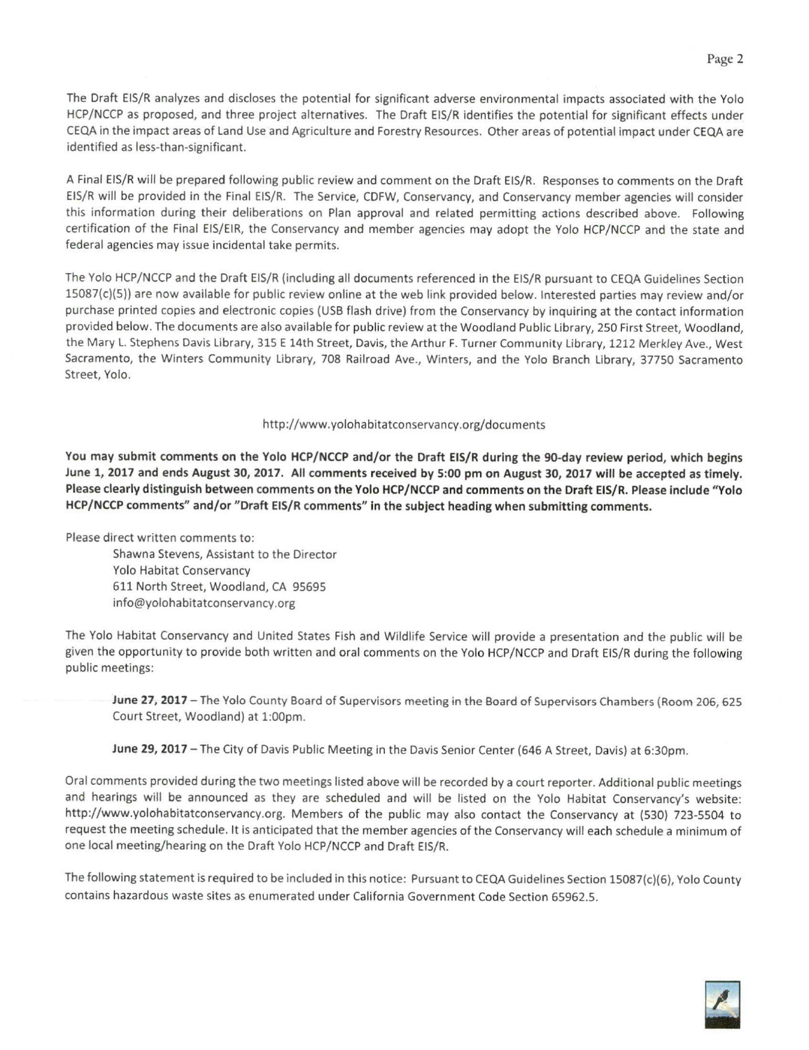The Draft EIS/R analyzes and discloses the potential for significant adverse environmental impacts associated with the Yolo HCP/NCCP as proposed, and three project alternatives. The Draft EIS/R identifies the potential for significant effects under CEQA in the impact areas of Land Use and Agriculture and Forestry Resources. Other areas of potential impact under CEQA are identified as less-than-significant.

A Final EIS/R will be prepared following public review and comment on the Draft EIS/R. Responses to comments on the Draft EIS/R will be provided in the Final EIS/R. The Service, CDFW, Conservancy, and Conservancy member agencies will consider this information during their deliberations on Plan approval and related permitting actions described above. Following certification of the Final EIS/EIR, the Conservancy and member agencies may adopt the Yolo HCP/NCCP and the state and federal agencies may issue incidental take permits.

The Yolo HCP/NCCP and the Draft EIS/R (including all documents referenced in the EIS/R pursuant to CEQA Guidelines Section 15087(c)(5)) are now available for public review online at the web link provided below. Interested parties may review and/or purchase printed copies and electronic copies (USB flash drive) from the Conservancy by inquiring at the contact information provided below. The documents are also available for public review at the Woodland Public Library, 250 First Street, Woodland, the Mary L. Stephens Davis Library, 315 E 14th Street, Davis, the Arthur F. Turner Community Library, 1212 Merkley Ave., West Sacramento, the Winters Community Library, 708 Railroad Ave., Winters, and the Yolo Branch Library, 37750 Sacramento Street, Yolo.

http://www.yolohabitatconservancy.org/documents

**You may submit comments on the Yolo HCP/NCCP and/or the Draft EIS/R during the 90-day review period, which begins June 1, 2017 and ends August 30, 2017. All comments received by 5:00 pm on August 30, 2017 will be accepted as timely. Please clearly distinguish between comments on the Yolo HCP/NCCP and comments on the Draft EIS/R. Please include "Yolo HCP/NCCP comments" and/or "Draft EIS/R comments" in the subject heading when submitting comments.**

Please direct written comments to:

Shawna Stevens, Assistant to the Director
Yolo Habitat Conservancy
611 North Street, Woodland, CA 95695
info@yolohabitatconservancy.org

The Yolo Habitat Conservancy and United States Fish and Wildlife Service will provide a presentation and the public will be given the opportunity to provide both written and oral comments on the Yolo HCP/NCCP and Draft EIS/R during the following public meetings:

**June 27, 2017** – The Yolo County Board of Supervisors meeting in the Board of Supervisors Chambers (Room 206, 625 Court Street, Woodland) at 1:00pm.

**June 29, 2017** – The City of Davis Public Meeting in the Davis Senior Center (646 A Street, Davis) at 6:30pm.

Oral comments provided during the two meetings listed above will be recorded by a court reporter. Additional public meetings and hearings will be announced as they are scheduled and will be listed on the Yolo Habitat Conservancy's website: http://www.yolohabitatconservancy.org. Members of the public may also contact the Conservancy at (530) 723-5504 to request the meeting schedule. It is anticipated that the member agencies of the Conservancy will each schedule a minimum of one local meeting/hearing on the Draft Yolo HCP/NCCP and Draft EIS/R.

The following statement is required to be included in this notice: Pursuant to CEQA Guidelines Section 15087(c)(6), Yolo County contains hazardous waste sites as enumerated under California Government Code Section 65962.5.